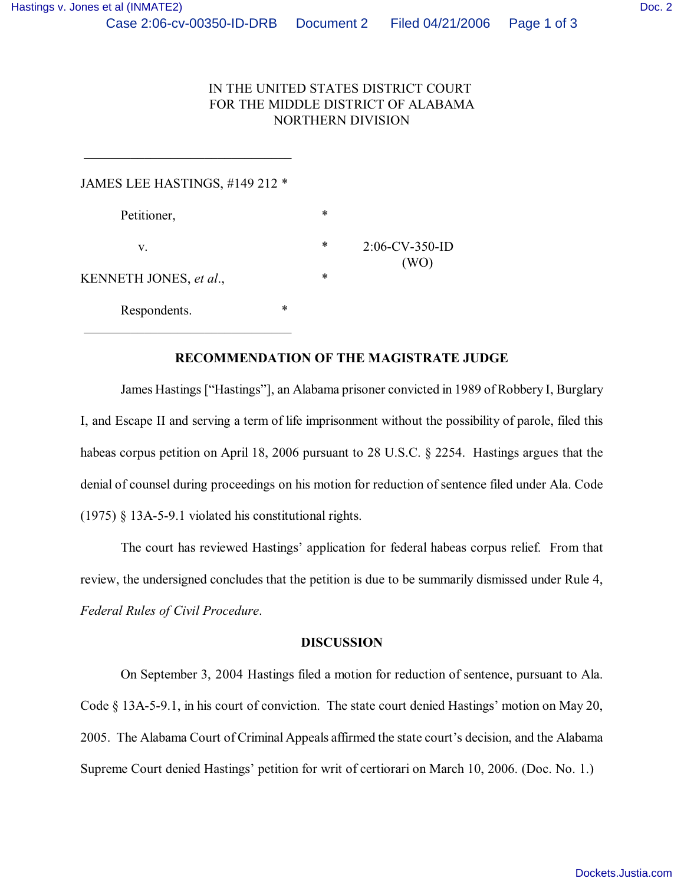IN THE UNITED STATES DISTRICT COURT
FOR THE MIDDLE DISTRICT OF ALABAMA
NORTHERN DIVISION

______________________________

JAMES LEE HASTINGS, #149 212 *

Petitioner, *

v. * 2:06-CV-350-ID
(WO)

KENNETH JONES, *et al*., *

Respondents. *

______________________________

**RECOMMENDATION OF THE MAGISTRATE JUDGE**

James Hastings ["Hastings"], an Alabama prisoner convicted in 1989 of Robbery I, Burglary I, and Escape II and serving a term of life imprisonment without the possibility of parole, filed this habeas corpus petition on April 18, 2006 pursuant to 28 U.S.C. § 2254. Hastings argues that the denial of counsel during proceedings on his motion for reduction of sentence filed under Ala. Code (1975) § 13A-5-9.1 violated his constitutional rights.

The court has reviewed Hastings' application for federal habeas corpus relief. From that review, the undersigned concludes that the petition is due to be summarily dismissed under Rule 4, *Federal Rules of Civil Procedure*.

**DISCUSSION**

On September 3, 2004 Hastings filed a motion for reduction of sentence, pursuant to Ala. Code § 13A-5-9.1, in his court of conviction. The state court denied Hastings' motion on May 20, 2005. The Alabama Court of Criminal Appeals affirmed the state court's decision, and the Alabama Supreme Court denied Hastings' petition for writ of certiorari on March 10, 2006. (Doc. No. 1.)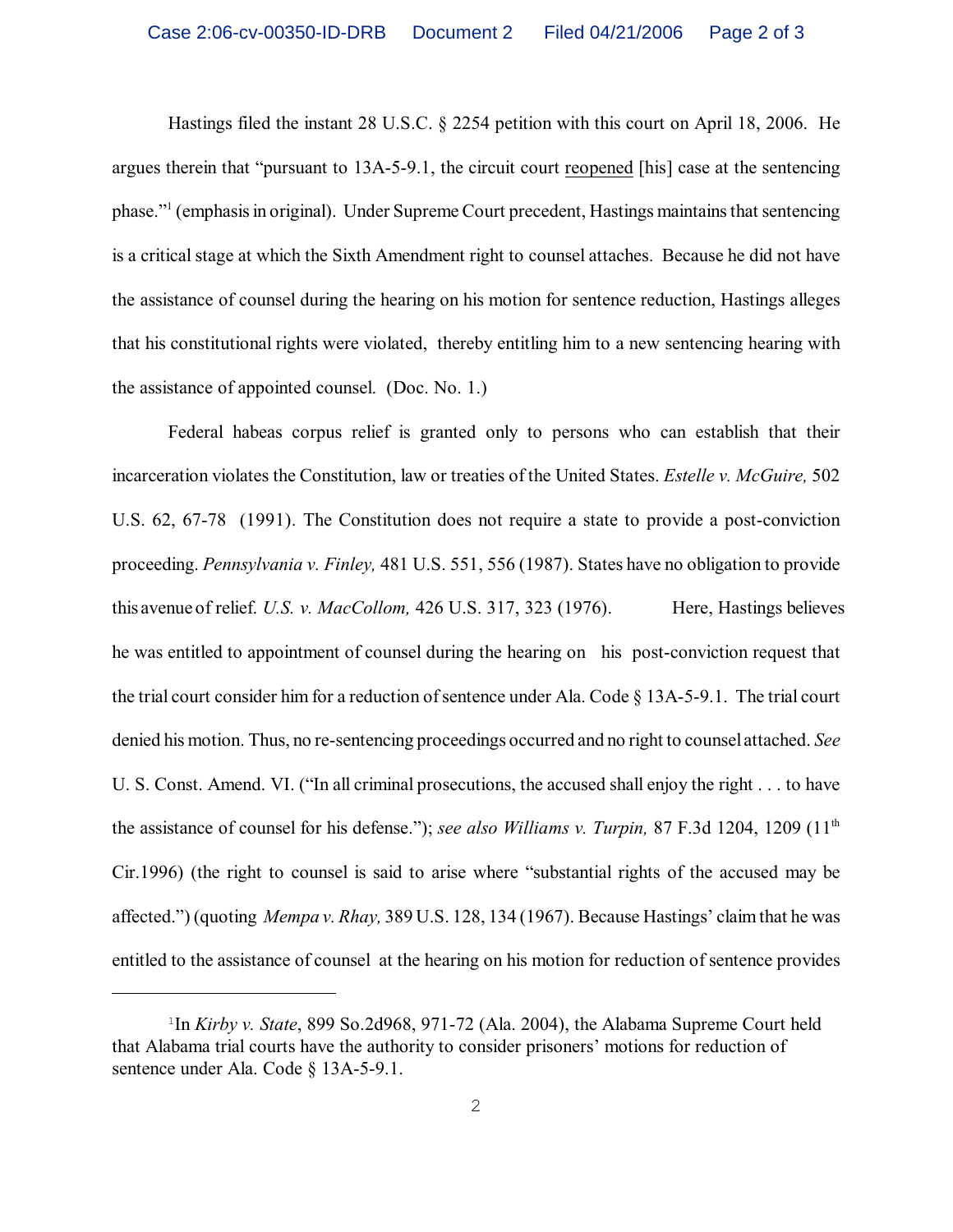Hastings filed the instant 28 U.S.C. § 2254 petition with this court on April 18, 2006. He argues therein that "pursuant to 13A-5-9.1, the circuit court reopened [his] case at the sentencing phase."[1] (emphasis in original). Under Supreme Court precedent, Hastings maintains that sentencing is a critical stage at which the Sixth Amendment right to counsel attaches. Because he did not have the assistance of counsel during the hearing on his motion for sentence reduction, Hastings alleges that his constitutional rights were violated, thereby entitling him to a new sentencing hearing with the assistance of appointed counsel. (Doc. No. 1.)

Federal habeas corpus relief is granted only to persons who can establish that their incarceration violates the Constitution, law or treaties of the United States. *Estelle v. McGuire,* 502 U.S. 62, 67-78 (1991). The Constitution does not require a state to provide a post-conviction proceeding. *Pennsylvania v. Finley,* 481 U.S. 551, 556 (1987). States have no obligation to provide this avenue of relief. *U.S. v. MacCollom,* 426 U.S. 317, 323 (1976). Here, Hastings believes he was entitled to appointment of counsel during the hearing on his post-conviction request that the trial court consider him for a reduction of sentence under Ala. Code § 13A-5-9.1. The trial court denied his motion. Thus, no re-sentencing proceedings occurred and no right to counsel attached. *See* U. S. Const. Amend. VI. ("In all criminal prosecutions, the accused shall enjoy the right . . . to have the assistance of counsel for his defense."); *see also Williams v. Turpin,* 87 F.3d 1204, 1209 (11th Cir.1996) (the right to counsel is said to arise where "substantial rights of the accused may be affected.") (quoting *Mempa v. Rhay,* 389 U.S. 128, 134 (1967). Because Hastings' claim that he was entitled to the assistance of counsel at the hearing on his motion for reduction of sentence provides

---

[1] In *Kirby v. State*, 899 So.2d968, 971-72 (Ala. 2004), the Alabama Supreme Court held that Alabama trial courts have the authority to consider prisoners' motions for reduction of sentence under Ala. Code § 13A-5-9.1.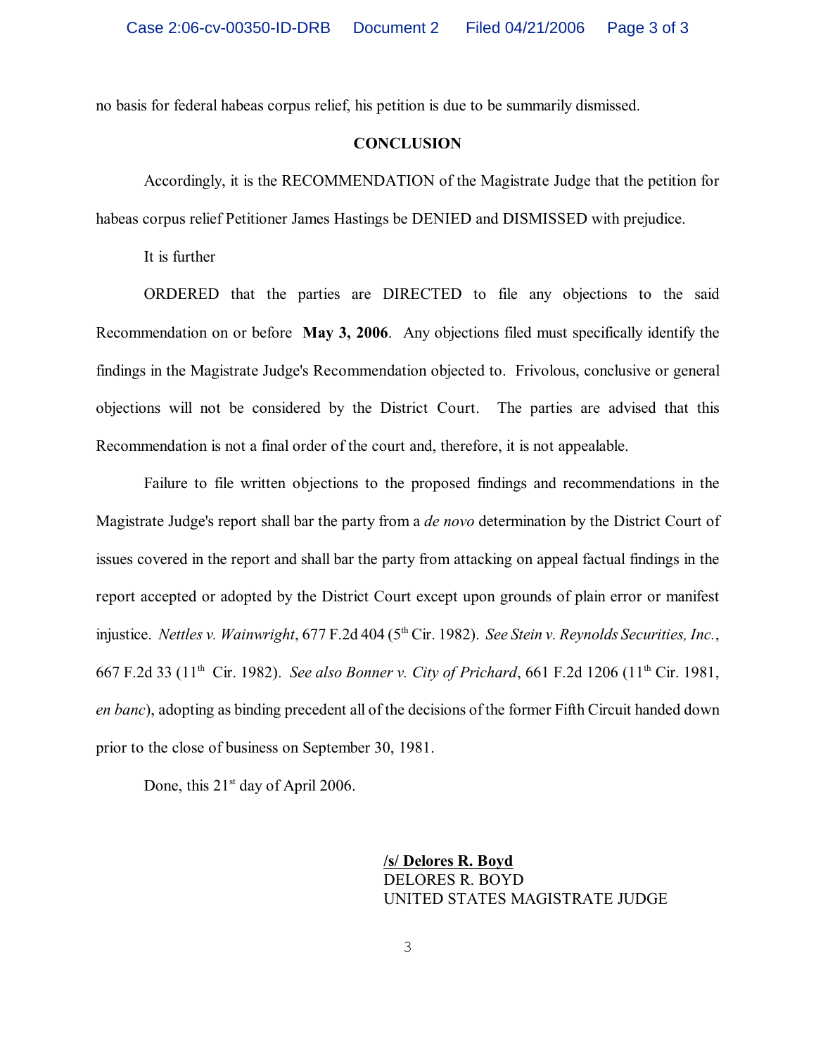no basis for federal habeas corpus relief, his petition is due to be summarily dismissed.

## CONCLUSION

Accordingly, it is the RECOMMENDATION of the Magistrate Judge that the petition for habeas corpus relief Petitioner James Hastings be DENIED and DISMISSED with prejudice.

It is further

ORDERED that the parties are DIRECTED to file any objections to the said Recommendation on or before **May 3, 2006**. Any objections filed must specifically identify the findings in the Magistrate Judge's Recommendation objected to. Frivolous, conclusive or general objections will not be considered by the District Court. The parties are advised that this Recommendation is not a final order of the court and, therefore, it is not appealable.

Failure to file written objections to the proposed findings and recommendations in the Magistrate Judge's report shall bar the party from a *de novo* determination by the District Court of issues covered in the report and shall bar the party from attacking on appeal factual findings in the report accepted or adopted by the District Court except upon grounds of plain error or manifest injustice. *Nettles v. Wainwright*, 677 F.2d 404 (5th Cir. 1982). *See Stein v. Reynolds Securities, Inc.*, 667 F.2d 33 (11th Cir. 1982). *See also Bonner v. City of Prichard*, 661 F.2d 1206 (11th Cir. 1981, *en banc*), adopting as binding precedent all of the decisions of the former Fifth Circuit handed down prior to the close of business on September 30, 1981.

Done, this 21st day of April 2006.

**/s/ Delores R. Boyd**
DELORES R. BOYD
UNITED STATES MAGISTRATE JUDGE